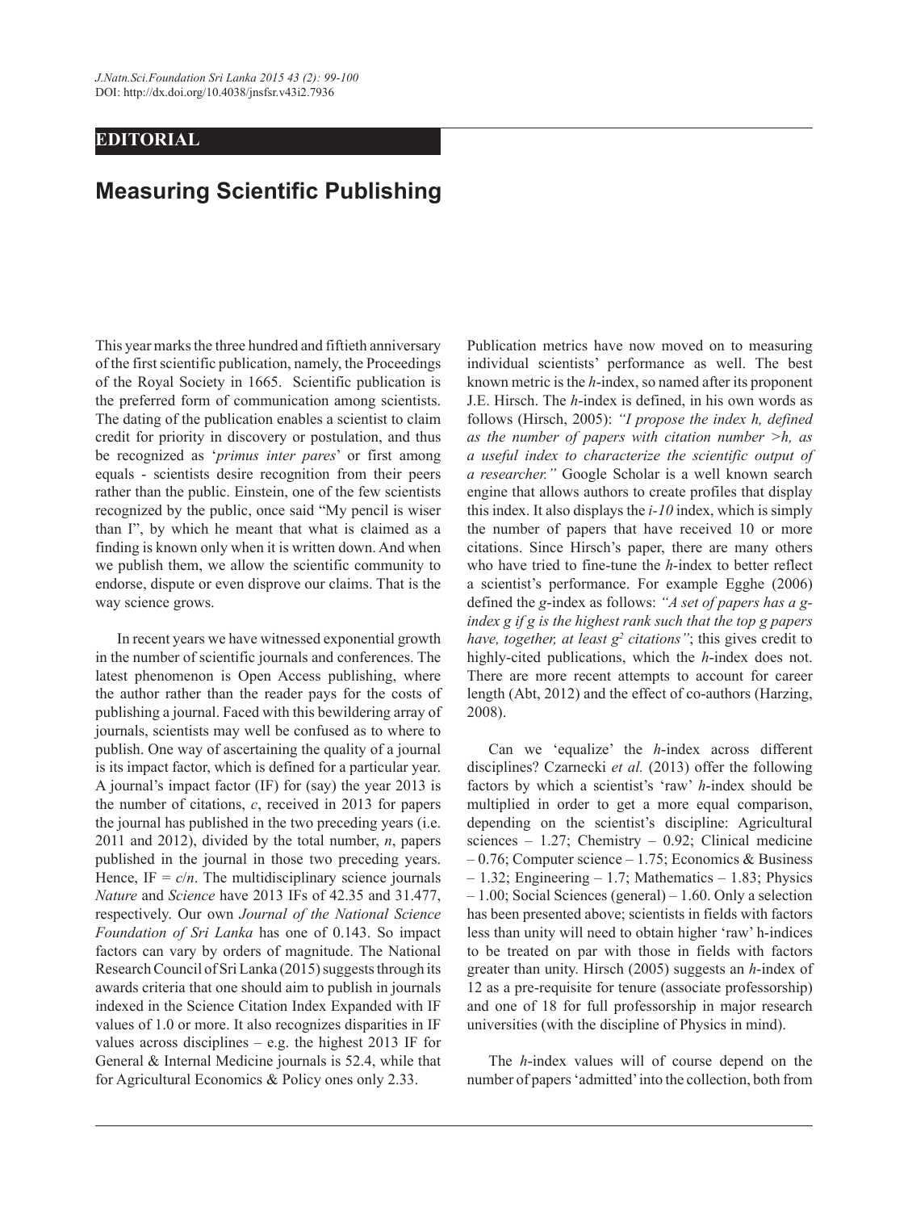## EDITORIAL

# Measuring Scientific Publishing

This year marks the three hundred and fiftieth anniversary of the first scientific publication, namely, the Proceedings of the Royal Society in 1665. Scientific publication is the preferred form of communication among scientists. The dating of the publication enables a scientist to claim credit for priority in discovery or postulation, and thus be recognized as '*primus inter pares*' or first among equals - scientists desire recognition from their peers rather than the public. Einstein, one of the few scientists recognized by the public, once said "My pencil is wiser than I", by which he meant that what is claimed as a finding is known only when it is written down. And when we publish them, we allow the scientific community to endorse, dispute or even disprove our claims. That is the way science grows.

In recent years we have witnessed exponential growth in the number of scientific journals and conferences. The latest phenomenon is Open Access publishing, where the author rather than the reader pays for the costs of publishing a journal. Faced with this bewildering array of journals, scientists may well be confused as to where to publish. One way of ascertaining the quality of a journal is its impact factor, which is defined for a particular year. A journal's impact factor (IF) for (say) the year 2013 is the number of citations, $c$, received in 2013 for papers the journal has published in the two preceding years (i.e. 2011 and 2012), divided by the total number, $n$, papers published in the journal in those two preceding years. Hence, IF = $c/n$. The multidisciplinary science journals *Nature* and *Science* have 2013 IFs of 42.35 and 31.477, respectively. Our own *Journal of the National Science Foundation of Sri Lanka* has one of 0.143. So impact factors can vary by orders of magnitude. The National Research Council of Sri Lanka (2015) suggests through its awards criteria that one should aim to publish in journals indexed in the Science Citation Index Expanded with IF values of 1.0 or more. It also recognizes disparities in IF values across disciplines – e.g. the highest 2013 IF for General & Internal Medicine journals is 52.4, while that for Agricultural Economics & Policy ones only 2.33.

Publication metrics have now moved on to measuring individual scientists' performance as well. The best known metric is the *h*-index, so named after its proponent J.E. Hirsch. The *h*-index is defined, in his own words as follows (Hirsch, 2005): *"I propose the index h, defined as the number of papers with citation number >h, as a useful index to characterize the scientific output of a researcher."* Google Scholar is a well known search engine that allows authors to create profiles that display this index. It also displays the *i-10* index, which is simply the number of papers that have received 10 or more citations. Since Hirsch's paper, there are many others who have tried to fine-tune the *h*-index to better reflect a scientist's performance. For example Egghe (2006) defined the *g*-index as follows: *"A set of papers has a g-index g if g is the highest rank such that the top g papers have, together, at least* $g^2$ *citations"*; this gives credit to highly-cited publications, which the *h*-index does not. There are more recent attempts to account for career length (Abt, 2012) and the effect of co-authors (Harzing, 2008).

Can we 'equalize' the *h*-index across different disciplines? Czarnecki *et al.* (2013) offer the following factors by which a scientist's 'raw' *h*-index should be multiplied in order to get a more equal comparison, depending on the scientist's discipline: Agricultural sciences – 1.27; Chemistry – 0.92; Clinical medicine – 0.76; Computer science – 1.75; Economics & Business – 1.32; Engineering – 1.7; Mathematics – 1.83; Physics – 1.00; Social Sciences (general) – 1.60. Only a selection has been presented above; scientists in fields with factors less than unity will need to obtain higher 'raw' h-indices to be treated on par with those in fields with factors greater than unity. Hirsch (2005) suggests an *h*-index of 12 as a pre-requisite for tenure (associate professorship) and one of 18 for full professorship in major research universities (with the discipline of Physics in mind).

The *h*-index values will of course depend on the number of papers 'admitted' into the collection, both from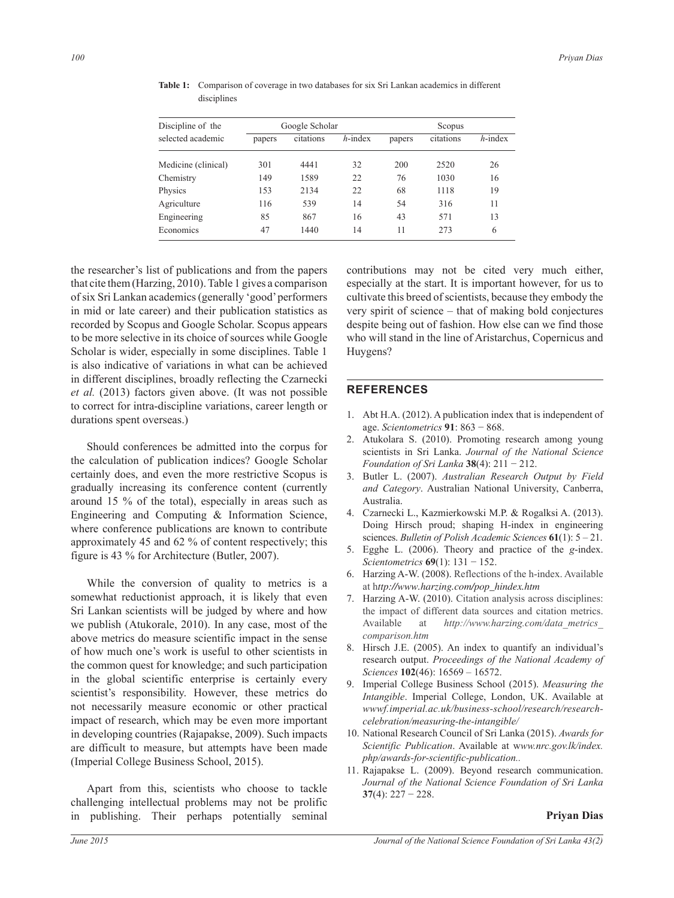**Table 1:** Comparison of coverage in two databases for six Sri Lankan academics in different disciplines

| Discipline of the selected academic | Google Scholar | | | Scopus | | |
|---|---|---|---|---|---|---|
| | papers | citations | *h*-index | papers | citations | *h*-index |
| Medicine (clinical) | 301 | 4441 | 32 | 200 | 2520 | 26 |
| Chemistry | 149 | 1589 | 22 | 76 | 1030 | 16 |
| Physics | 153 | 2134 | 22 | 68 | 1118 | 19 |
| Agriculture | 116 | 539 | 14 | 54 | 316 | 11 |
| Engineering | 85 | 867 | 16 | 43 | 571 | 13 |
| Economics | 47 | 1440 | 14 | 11 | 273 | 6 |

the researcher's list of publications and from the papers that cite them (Harzing, 2010). Table 1 gives a comparison of six Sri Lankan academics (generally 'good' performers in mid or late career) and their publication statistics as recorded by Scopus and Google Scholar. Scopus appears to be more selective in its choice of sources while Google Scholar is wider, especially in some disciplines. Table 1 is also indicative of variations in what can be achieved in different disciplines, broadly reflecting the Czarnecki *et al.* (2013) factors given above. (It was not possible to correct for intra-discipline variations, career length or durations spent overseas.)

Should conferences be admitted into the corpus for the calculation of publication indices? Google Scholar certainly does, and even the more restrictive Scopus is gradually increasing its conference content (currently around 15 % of the total), especially in areas such as Engineering and Computing & Information Science, where conference publications are known to contribute approximately 45 and 62 % of content respectively; this figure is 43 % for Architecture (Butler, 2007).

While the conversion of quality to metrics is a somewhat reductionist approach, it is likely that even Sri Lankan scientists will be judged by where and how we publish (Atukorale, 2010). In any case, most of the above metrics do measure scientific impact in the sense of how much one's work is useful to other scientists in the common quest for knowledge; and such participation in the global scientific enterprise is certainly every scientist's responsibility. However, these metrics do not necessarily measure economic or other practical impact of research, which may be even more important in developing countries (Rajapakse, 2009). Such impacts are difficult to measure, but attempts have been made (Imperial College Business School, 2015).

Apart from this, scientists who choose to tackle challenging intellectual problems may not be prolific in publishing. Their perhaps potentially seminal contributions may not be cited very much either, especially at the start. It is important however, for us to cultivate this breed of scientists, because they embody the very spirit of science – that of making bold conjectures despite being out of fashion. How else can we find those who will stand in the line of Aristarchus, Copernicus and Huygens?

## REFERENCES

1. Abt H.A. (2012). A publication index that is independent of age. *Scientometrics* **91**: 863 − 868.
2. Atukolara S. (2010). Promoting research among young scientists in Sri Lanka. *Journal of the National Science Foundation of Sri Lanka* **38**(4): 211 − 212.
3. Butler L. (2007). *Australian Research Output by Field and Category*. Australian National University, Canberra, Australia.
4. Czarnecki L., Kazmierkowski M.P. & Rogalksi A. (2013). Doing Hirsch proud; shaping H-index in engineering sciences. *Bulletin of Polish Academic Sciences* **61**(1): 5 – 21.
5. Egghe L. (2006). Theory and practice of the *g*-index. *Scientometrics* **69**(1): 131 − 152.
6. Harzing A-W. (2008). Reflections of the h-index. Available at h*ttp://www.harzing.com/pop_hindex.htm*
7. Harzing A-W. (2010). Citation analysis across disciplines: the impact of different data sources and citation metrics. Available at *http://www.harzing.com/data_metrics_comparison.htm*
8. Hirsch J.E. (2005). An index to quantify an individual's research output. *Proceedings of the National Academy of Sciences* **102**(46): 16569 – 16572.
9. Imperial College Business School (2015). *Measuring the Intangible*. Imperial College, London, UK. Available at *wwwf.imperial.ac.uk/business-school/research/research-celebration/measuring-the-intangible/*
10. National Research Council of Sri Lanka (2015). *Awards for Scientific Publication*. Available at w*ww.nrc.gov.lk/index.php/awards-for-scientific-publication..*
11. Rajapakse L. (2009). Beyond research communication. *Journal of the National Science Foundation of Sri Lanka* **37**(4): 227 − 228.

**Priyan Dias**